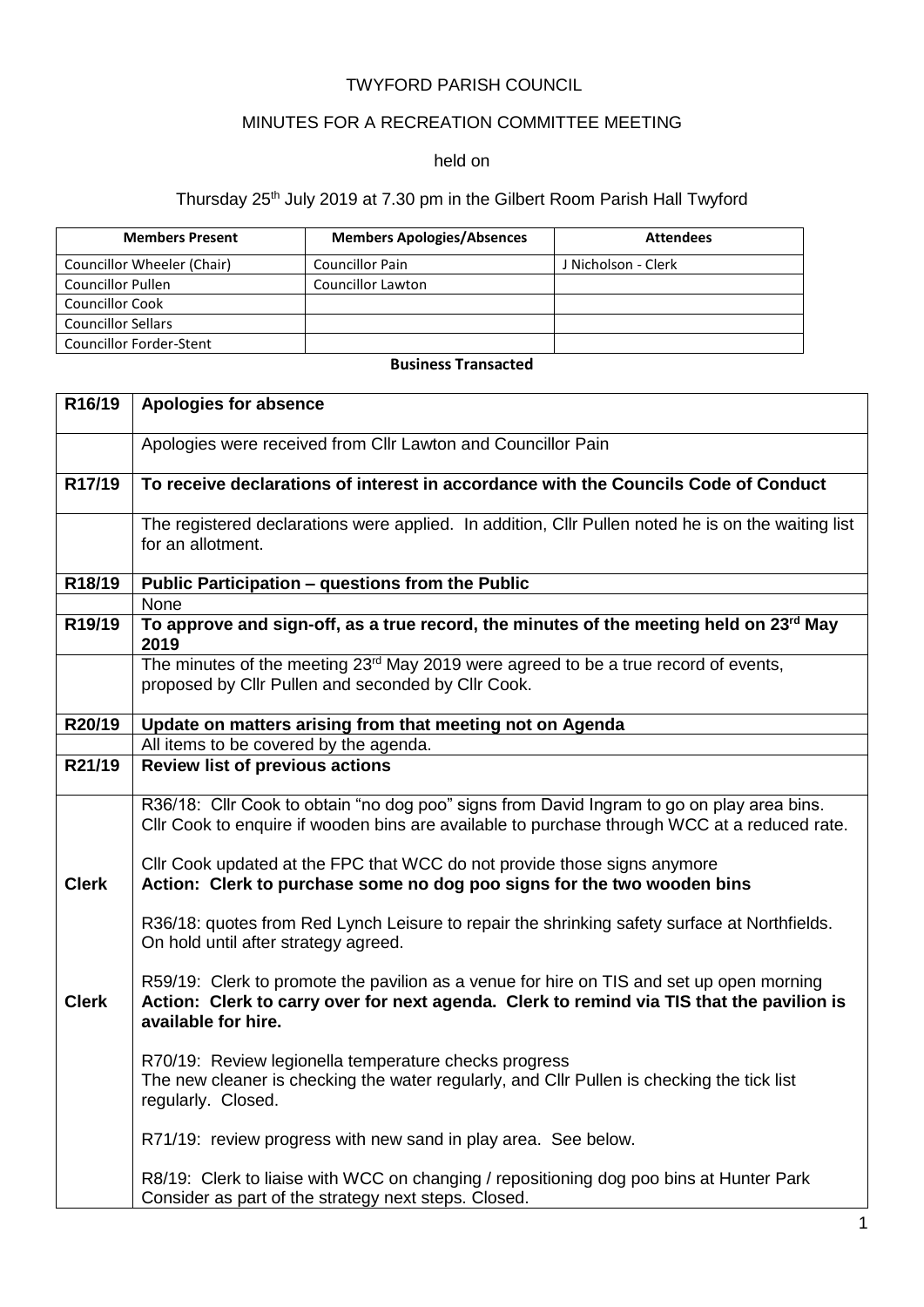TWYFORD PARISH COUNCIL

MINUTES FOR A RECREATION COMMITTEE MEETING

held on

Thursday 25th July 2019 at 7.30 pm in the Gilbert Room Parish Hall Twyford

| Members Present | Members Apologies/Absences | Attendees |
|---|---|---|
| Councillor Wheeler (Chair) | Councillor Pain | J Nicholson - Clerk |
| Councillor Pullen | Councillor Lawton | |
| Councillor Cook | | |
| Councillor Sellars | | |
| Councillor Forder-Stent | | |

**Business Transacted**

| | |
|---|---|
| **R16/19** | **Apologies for absence** |
| | Apologies were received from Cllr Lawton and Councillor Pain |
| **R17/19** | **To receive declarations of interest in accordance with the Councils Code of Conduct** |
| | The registered declarations were applied. In addition, Cllr Pullen noted he is on the waiting list for an allotment. |
| **R18/19** | **Public Participation – questions from the Public** |
| | None |
| **R19/19** | **To approve and sign-off, as a true record, the minutes of the meeting held on 23rd May 2019** |
| | The minutes of the meeting 23rd May 2019 were agreed to be a true record of events, proposed by Cllr Pullen and seconded by Cllr Cook. |
| **R20/19** | **Update on matters arising from that meeting not on Agenda** |
| | All items to be covered by the agenda. |
| **R21/19** | **Review list of previous actions** |
| | R36/18: Cllr Cook to obtain "no dog poo" signs from David Ingram to go on play area bins. Cllr Cook to enquire if wooden bins are available to purchase through WCC at a reduced rate. |
| **Clerk** | Cllr Cook updated at the FPC that WCC do not provide those signs anymore<br>**Action: Clerk to purchase some no dog poo signs for the two wooden bins** |
| | R36/18: quotes from Red Lynch Leisure to repair the shrinking safety surface at Northfields. On hold until after strategy agreed. |
| **Clerk** | R59/19: Clerk to promote the pavilion as a venue for hire on TIS and set up open morning<br>**Action: Clerk to carry over for next agenda. Clerk to remind via TIS that the pavilion is available for hire.** |
| | R70/19: Review legionella temperature checks progress<br>The new cleaner is checking the water regularly, and Cllr Pullen is checking the tick list regularly. Closed. |
| | R71/19: review progress with new sand in play area. See below. |
| | R8/19: Clerk to liaise with WCC on changing / repositioning dog poo bins at Hunter Park<br>Consider as part of the strategy next steps. Closed. |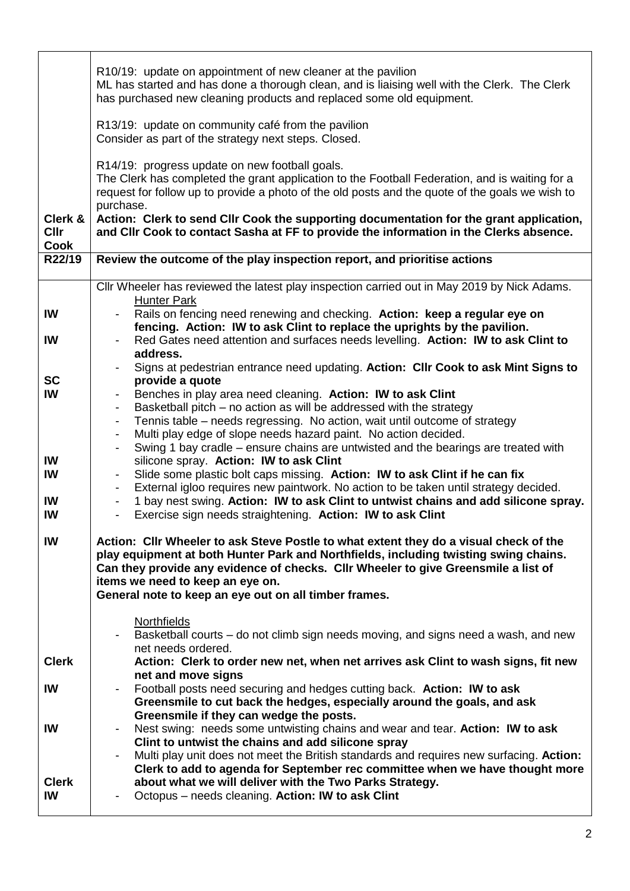| | |
|---|---|
| | R10/19: update on appointment of new cleaner at the pavilion<br>ML has started and has done a thorough clean, and is liaising well with the Clerk. The Clerk has purchased new cleaning products and replaced some old equipment.<br><br>R13/19: update on community café from the pavilion<br>Consider as part of the strategy next steps. Closed.<br><br>R14/19: progress update on new football goals.<br>The Clerk has completed the grant application to the Football Federation, and is waiting for a request for follow up to provide a photo of the old posts and the quote of the goals we wish to purchase. |
| **Clerk & Cllr Cook** | **Action: Clerk to send Cllr Cook the supporting documentation for the grant application, and Cllr Cook to contact Sasha at FF to provide the information in the Clerks absence.** |
| **R22/19** | **Review the outcome of the play inspection report, and prioritise actions** |
| | Cllr Wheeler has reviewed the latest play inspection carried out in May 2019 by Nick Adams.<br>Hunter Park |
| **IW** | - Rails on fencing need renewing and checking. **Action: keep a regular eye on fencing. Action: IW to ask Clint to replace the uprights by the pavilion.** |
| **IW** | - Red Gates need attention and surfaces needs levelling. **Action: IW to ask Clint to address.** |
| **SC** | - Signs at pedestrian entrance need updating. **Action: Cllr Cook to ask Mint Signs to provide a quote** |
| **IW** | - Benches in play area need cleaning. **Action: IW to ask Clint**<br>- Basketball pitch – no action as will be addressed with the strategy<br>- Tennis table – needs regressing. No action, wait until outcome of strategy<br>- Multi play edge of slope needs hazard paint. No action decided. |
| **IW** | - Swing 1 bay cradle – ensure chains are untwisted and the bearings are treated with silicone spray. **Action: IW to ask Clint** |
| **IW** | - Slide some plastic bolt caps missing. **Action: IW to ask Clint if he can fix**<br>- External igloo requires new paintwork. No action to be taken until strategy decided. |
| **IW** | - 1 bay nest swing. **Action: IW to ask Clint to untwist chains and add silicone spray.** |
| **IW** | - Exercise sign needs straightening. **Action: IW to ask Clint** |
| **IW** | **Action: Cllr Wheeler to ask Steve Postle to what extent they do a visual check of the play equipment at both Hunter Park and Northfields, including twisting swing chains. Can they provide any evidence of checks. Cllr Wheeler to give Greensmile a list of items we need to keep an eye on.**<br>**General note to keep an eye out on all timber frames.** |
| | Northfields<br>- Basketball courts – do not climb sign needs moving, and signs need a wash, and new net needs ordered. |
| **Clerk** | **Action: Clerk to order new net, when net arrives ask Clint to wash signs, fit new net and move signs** |
| **IW** | - Football posts need securing and hedges cutting back. **Action: IW to ask Greensmile to cut back the hedges, especially around the goals, and ask Greensmile if they can wedge the posts.** |
| **IW** | - Nest swing: needs some untwisting chains and wear and tear. **Action: IW to ask Clint to untwist the chains and add silicone spray** |
| **Clerk** | - Multi play unit does not meet the British standards and requires new surfacing. **Action: Clerk to add to agenda for September rec committee when we have thought more about what we will deliver with the Two Parks Strategy.** |
| **IW** | - Octopus – needs cleaning. **Action: IW to ask Clint** |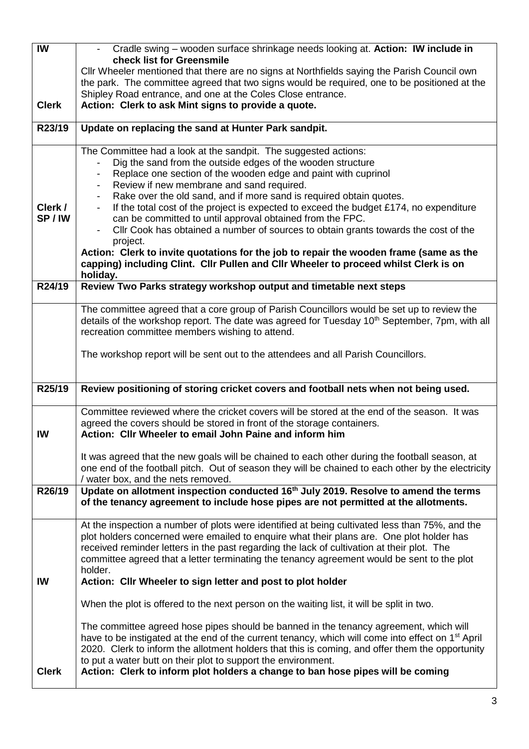| | |
|---|---|
| **IW** | - Cradle swing – wooden surface shrinkage needs looking at. **Action: IW include in check list for Greensmile** |
| **Clerk** | Cllr Wheeler mentioned that there are no signs at Northfields saying the Parish Council own the park. The committee agreed that two signs would be required, one to be positioned at the Shipley Road entrance, and one at the Coles Close entrance.<br>**Action: Clerk to ask Mint signs to provide a quote.** |
| **R23/19** | **Update on replacing the sand at Hunter Park sandpit.** |
| **Clerk / SP / IW** | The Committee had a look at the sandpit. The suggested actions:<br>- Dig the sand from the outside edges of the wooden structure<br>- Replace one section of the wooden edge and paint with cuprinol<br>- Review if new membrane and sand required.<br>- Rake over the old sand, and if more sand is required obtain quotes.<br>- If the total cost of the project is expected to exceed the budget £174, no expenditure can be committed to until approval obtained from the FPC.<br>- Cllr Cook has obtained a number of sources to obtain grants towards the cost of the project.<br>**Action: Clerk to invite quotations for the job to repair the wooden frame (same as the capping) including Clint. Cllr Pullen and Cllr Wheeler to proceed whilst Clerk is on holiday.** |
| **R24/19** | **Review Two Parks strategy workshop output and timetable next steps** |
| | The committee agreed that a core group of Parish Councillors would be set up to review the details of the workshop report. The date was agreed for Tuesday 10th September, 7pm, with all recreation committee members wishing to attend.<br><br>The workshop report will be sent out to the attendees and all Parish Councillors. |
| **R25/19** | **Review positioning of storing cricket covers and football nets when not being used.** |
| **IW** | Committee reviewed where the cricket covers will be stored at the end of the season. It was agreed the covers should be stored in front of the storage containers.<br>**Action: Cllr Wheeler to email John Paine and inform him**<br><br>It was agreed that the new goals will be chained to each other during the football season, at one end of the football pitch. Out of season they will be chained to each other by the electricity / water box, and the nets removed. |
| **R26/19** | **Update on allotment inspection conducted 16th July 2019. Resolve to amend the terms of the tenancy agreement to include hose pipes are not permitted at the allotments.** |
| **IW**<br><br>**Clerk** | At the inspection a number of plots were identified at being cultivated less than 75%, and the plot holders concerned were emailed to enquire what their plans are. One plot holder has received reminder letters in the past regarding the lack of cultivation at their plot. The committee agreed that a letter terminating the tenancy agreement would be sent to the plot holder.<br>**Action: Cllr Wheeler to sign letter and post to plot holder**<br><br>When the plot is offered to the next person on the waiting list, it will be split in two.<br><br>The committee agreed hose pipes should be banned in the tenancy agreement, which will have to be instigated at the end of the current tenancy, which will come into effect on 1st April 2020. Clerk to inform the allotment holders that this is coming, and offer them the opportunity to put a water butt on their plot to support the environment.<br>**Action: Clerk to inform plot holders a change to ban hose pipes will be coming** |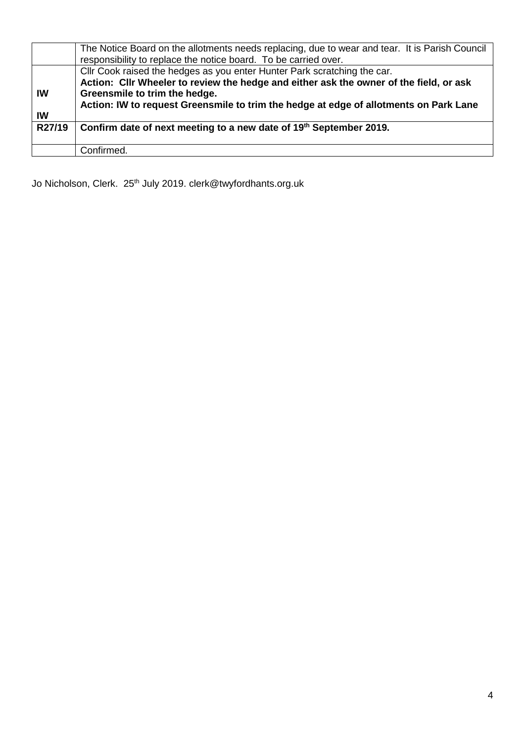| | |
|---|---|
| | The Notice Board on the allotments needs replacing, due to wear and tear. It is Parish Council responsibility to replace the notice board. To be carried over. |
| **IW**<br><br>**IW** | Cllr Cook raised the hedges as you enter Hunter Park scratching the car.<br>**Action: Cllr Wheeler to review the hedge and either ask the owner of the field, or ask Greensmile to trim the hedge.**<br>**Action: IW to request Greensmile to trim the hedge at edge of allotments on Park Lane** |
| **R27/19** | **Confirm date of next meeting to a new date of 19th September 2019.** |
| | Confirmed. |

Jo Nicholson, Clerk. 25th July 2019. clerk@twyfordhants.org.uk